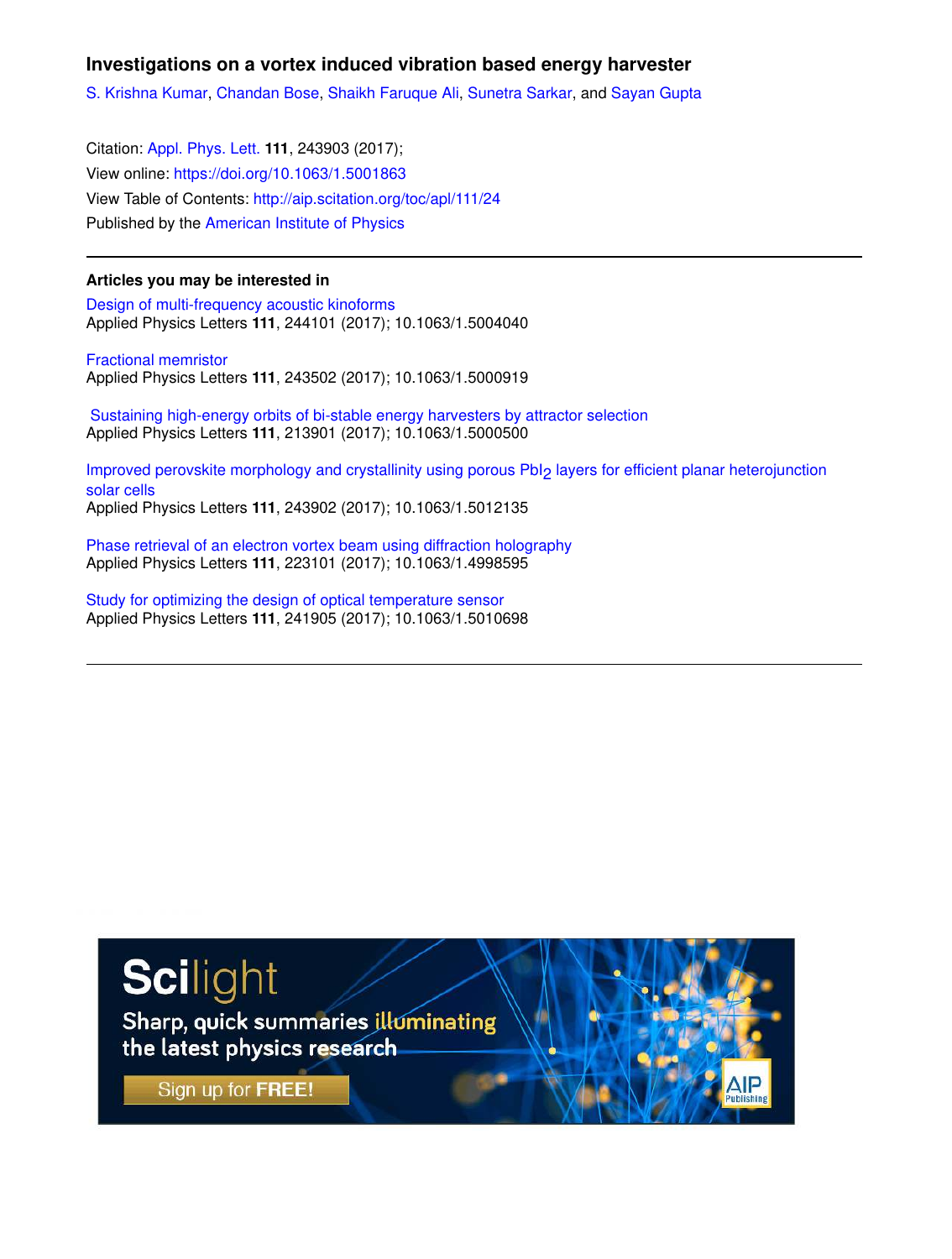# Investigations on a vortex induced vibration based energy harvester

S. Krishna Kumar, Chandan Bose, Shaikh Faruque Ali, Sunetra Sarkar, and Sayan Gupta

Citation: Appl. Phys. Lett. **111**, 243903 (2017);
View online: https://doi.org/10.1063/1.5001863
View Table of Contents: http://aip.scitation.org/toc/apl/111/24
Published by the American Institute of Physics

---

**Articles you may be interested in**

Design of multi-frequency acoustic kinoforms
Applied Physics Letters **111**, 244101 (2017); 10.1063/1.5004040

Fractional memristor
Applied Physics Letters **111**, 243502 (2017); 10.1063/1.5000919

Sustaining high-energy orbits of bi-stable energy harvesters by attractor selection
Applied Physics Letters **111**, 213901 (2017); 10.1063/1.5000500

Improved perovskite morphology and crystallinity using porous $PbI_2$ layers for efficient planar heterojunction solar cells
Applied Physics Letters **111**, 243902 (2017); 10.1063/1.5012135

Phase retrieval of an electron vortex beam using diffraction holography
Applied Physics Letters **111**, 223101 (2017); 10.1063/1.4998595

Study for optimizing the design of optical temperature sensor
Applied Physics Letters **111**, 241905 (2017); 10.1063/1.5010698

---

Scilight
Sharp, quick summaries illuminating the latest physics research
Sign up for FREE!
AIP Publishing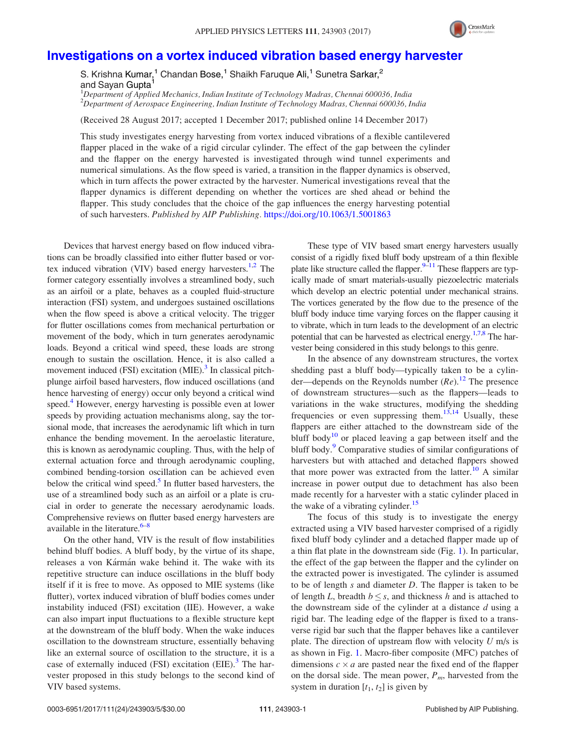# Investigations on a vortex induced vibration based energy harvester

S. Krishna Kumar,[1] Chandan Bose,[1] Shaikh Faruque Ali,[1] Sunetra Sarkar,[2] and Sayan Gupta[1]

[1]*Department of Applied Mechanics, Indian Institute of Technology Madras, Chennai 600036, India*
[2]*Department of Aerospace Engineering, Indian Institute of Technology Madras, Chennai 600036, India*

(Received 28 August 2017; accepted 1 December 2017; published online 14 December 2017)

This study investigates energy harvesting from vortex induced vibrations of a flexible cantilevered flapper placed in the wake of a rigid circular cylinder. The effect of the gap between the cylinder and the flapper on the energy harvested is investigated through wind tunnel experiments and numerical simulations. As the flow speed is varied, a transition in the flapper dynamics is observed, which in turn affects the power extracted by the harvester. Numerical investigations reveal that the flapper dynamics is different depending on whether the vortices are shed ahead or behind the flapper. This study concludes that the choice of the gap influences the energy harvesting potential of such harvesters. *Published by AIP Publishing.* https://doi.org/10.1063/1.5001863

Devices that harvest energy based on flow induced vibrations can be broadly classified into either flutter based or vortex induced vibration (VIV) based energy harvesters.[1,2] The former category essentially involves a streamlined body, such as an airfoil or a plate, behaves as a coupled fluid-structure interaction (FSI) system, and undergoes sustained oscillations when the flow speed is above a critical velocity. The trigger for flutter oscillations comes from mechanical perturbation or movement of the body, which in turn generates aerodynamic loads. Beyond a critical wind speed, these loads are strong enough to sustain the oscillation. Hence, it is also called a movement induced (FSI) excitation (MIE).[3] In classical pitch-plunge airfoil based harvesters, flow induced oscillations (and hence harvesting of energy) occur only beyond a critical wind speed.[4] However, energy harvesting is possible even at lower speeds by providing actuation mechanisms along, say the torsional mode, that increases the aerodynamic lift which in turn enhance the bending movement. In the aeroelastic literature, this is known as aerodynamic coupling. Thus, with the help of external actuation force and through aerodynamic coupling, combined bending-torsion oscillation can be achieved even below the critical wind speed.[5] In flutter based harvesters, the use of a streamlined body such as an airfoil or a plate is crucial in order to generate the necessary aerodynamic loads. Comprehensive reviews on flutter based energy harvesters are available in the literature.[6–8]

On the other hand, VIV is the result of flow instabilities behind bluff bodies. A bluff body, by the virtue of its shape, releases a von Kármán wake behind it. The wake with its repetitive structure can induce oscillations in the bluff body itself if it is free to move. As opposed to MIE systems (like flutter), vortex induced vibration of bluff bodies comes under instability induced (FSI) excitation (IIE). However, a wake can also impart input fluctuations to a flexible structure kept at the downstream of the bluff body. When the wake induces oscillation to the downstream structure, essentially behaving like an external source of oscillation to the structure, it is a case of externally induced (FSI) excitation (EIE).[3] The harvester proposed in this study belongs to the second kind of VIV based systems.

These type of VIV based smart energy harvesters usually consist of a rigidly fixed bluff body upstream of a thin flexible plate like structure called the flapper.[9–11] These flappers are typically made of smart materials-usually piezoelectric materials which develop an electric potential under mechanical strains. The vortices generated by the flow due to the presence of the bluff body induce time varying forces on the flapper causing it to vibrate, which in turn leads to the development of an electric potential that can be harvested as electrical energy.[1,7,8] The harvester being considered in this study belongs to this genre.

In the absence of any downstream structures, the vortex shedding past a bluff body—typically taken to be a cylinder—depends on the Reynolds number ($Re$).[12] The presence of downstream structures—such as the flappers—leads to variations in the wake structures, modifying the shedding frequencies or even suppressing them.[13,14] Usually, these flappers are either attached to the downstream side of the bluff body[10] or placed leaving a gap between itself and the bluff body.[9] Comparative studies of similar configurations of harvesters but with attached and detached flappers showed that more power was extracted from the latter.[10] A similar increase in power output due to detachment has also been made recently for a harvester with a static cylinder placed in the wake of a vibrating cylinder.[15]

The focus of this study is to investigate the energy extracted using a VIV based harvester comprised of a rigidly fixed bluff body cylinder and a detached flapper made up of a thin flat plate in the downstream side (Fig. 1). In particular, the effect of the gap between the flapper and the cylinder on the extracted power is investigated. The cylinder is assumed to be of length $s$ and diameter $D$. The flapper is taken to be of length $L$, breadth $b \leq s$, and thickness $h$ and is attached to the downstream side of the cylinder at a distance $d$ using a rigid bar. The leading edge of the flapper is fixed to a transverse rigid bar such that the flapper behaves like a cantilever plate. The direction of upstream flow with velocity $U$ m/s is as shown in Fig. 1. Macro-fiber composite (MFC) patches of dimensions $c \times a$ are pasted near the fixed end of the flapper on the dorsal side. The mean power, $P_m$, harvested from the system in duration $[t_1, t_2]$ is given by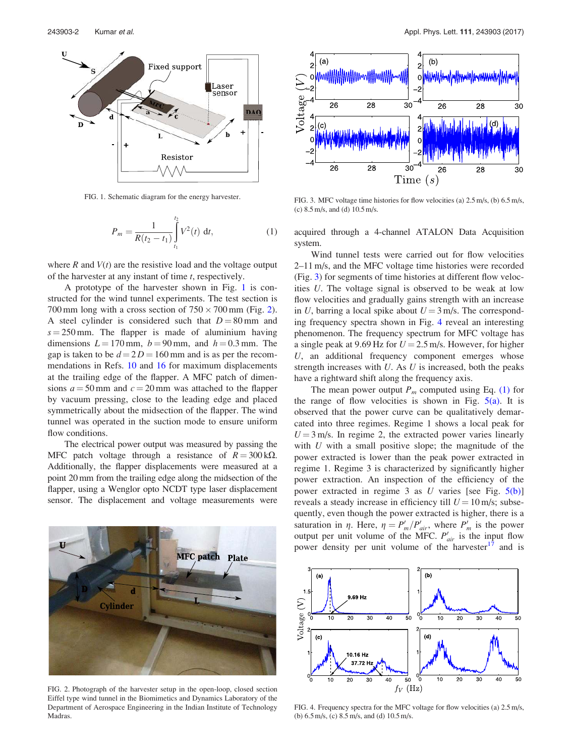U
S
Fixed support
Laser sensor
MFC
a
c
DAQ
D
d
L
b
+
-
-
+
Resistor

FIG. 1. Schematic diagram for the energy harvester.

$$P_m = \frac{1}{R(t_2 - t_1)} \int_{t_1}^{t_2} V^2(t)\ \mathrm{d}t, \tag{1}$$

where $R$ and $V(t)$ are the resistive load and the voltage output of the harvester at any instant of time $t$, respectively.

A prototype of the harvester shown in Fig. 1 is constructed for the wind tunnel experiments. The test section is 700 mm long with a cross section of $750 \times 700$ mm (Fig. 2). A steel cylinder is considered such that $D = 80$ mm and $s = 250$ mm. The flapper is made of aluminium having dimensions $L = 170$ mm, $b = 90$ mm, and $h = 0.3$ mm. The gap is taken to be $d = 2D = 160$ mm and is as per the recommendations in Refs. 10 and 16 for maximum displacements at the trailing edge of the flapper. A MFC patch of dimensions $a = 50$ mm and $c = 20$ mm was attached to the flapper by vacuum pressing, close to the leading edge and placed symmetrically about the midsection of the flapper. The wind tunnel was operated in the suction mode to ensure uniform flow conditions.

The electrical power output was measured by passing the MFC patch voltage through a resistance of $R = 300\,\mathrm{k\Omega}$. Additionally, the flapper displacements were measured at a point 20 mm from the trailing edge along the midsection of the flapper, using a Wenglor opto NCDT type laser displacement sensor. The displacement and voltage measurements were acquired through a 4-channel ATALON Data Acquisition system.

U
MFC patch
Plate
D
d
Cylinder
L

FIG. 2. Photograph of the harvester setup in the open-loop, closed section Eiffel type wind tunnel in the Biomimetics and Dynamics Laboratory of the Department of Aerospace Engineering in the Indian Institute of Technology Madras.

Voltage ($V$)
(a)
(b)
(c)
(d)
Time ($s$)

FIG. 3. MFC voltage time histories for flow velocities (a) 2.5 m/s, (b) 6.5 m/s, (c) 8.5 m/s, and (d) 10.5 m/s.

Wind tunnel tests were carried out for flow velocities 2–11 m/s, and the MFC voltage time histories were recorded (Fig. 3) for segments of time histories at different flow velocities $U$. The voltage signal is observed to be weak at low flow velocities and gradually gains strength with an increase in $U$, barring a local spike about $U = 3$ m/s. The corresponding frequency spectra shown in Fig. 4 reveal an interesting phenomenon. The frequency spectrum for MFC voltage has a single peak at 9.69 Hz for $U = 2.5$ m/s. However, for higher $U$, an additional frequency component emerges whose strength increases with $U$. As $U$ is increased, both the peaks have a rightward shift along the frequency axis.

The mean power output $P_m$ computed using Eq. (1) for the range of flow velocities is shown in Fig. 5(a). It is observed that the power curve can be qualitatively demarcated into three regimes. Regime 1 shows a local peak for $U = 3$ m/s. In regime 2, the extracted power varies linearly with $U$ with a small positive slope; the magnitude of the power extracted is lower than the peak power extracted in regime 1. Regime 3 is characterized by significantly higher power extraction. An inspection of the efficiency of the power extracted in regime 3 as $U$ varies [see Fig. 5(b)] reveals a steady increase in efficiency till $U = 10$ m/s; subsequently, even though the power extracted is higher, there is a saturation in $\eta$. Here, $\eta = P'_m/P'_{air}$, where $P'_m$ is the power output per unit volume of the MFC. $P'_{air}$ is the input flow power density per unit volume of the harvester[17] and is

Voltage (V)
(a)
9.69 Hz
(b)
(c)
10.16 Hz
37.72 Hz
(d)
$f_V$ (Hz)

FIG. 4. Frequency spectra for the MFC voltage for flow velocities (a) 2.5 m/s, (b) 6.5 m/s, (c) 8.5 m/s, and (d) 10.5 m/s.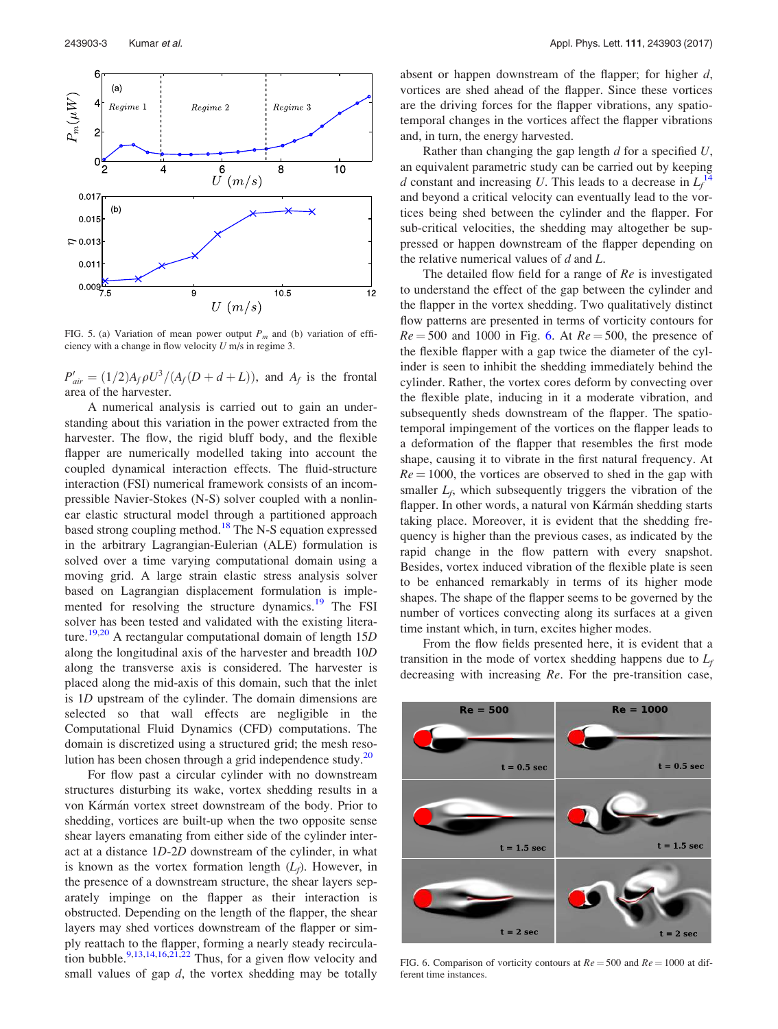(a)

$P_m\ (\mu W)$

6
4
2
0

Regime 1    Regime 2    Regime 3

2    4    6    8    10

$U\ (m/s)$

(b)

$\eta$

0.017
0.015
0.013
0.011
0.009

7.5    9    10.5    12

$U\ (m/s)$

FIG. 5. (a) Variation of mean power output $P_m$ and (b) variation of efficiency with a change in flow velocity $U$ m/s in regime 3.

$P'_{air} = (1/2)A_f \rho U^3/(A_f(D + d + L))$, and $A_f$ is the frontal area of the harvester.

A numerical analysis is carried out to gain an understanding about this variation in the power extracted from the harvester. The flow, the rigid bluff body, and the flexible flapper are numerically modelled taking into account the coupled dynamical interaction effects. The fluid-structure interaction (FSI) numerical framework consists of an incompressible Navier-Stokes (N-S) solver coupled with a nonlinear elastic structural model through a partitioned approach based strong coupling method.[18] The N-S equation expressed in the arbitrary Lagrangian-Eulerian (ALE) formulation is solved over a time varying computational domain using a moving grid. A large strain elastic stress analysis solver based on Lagrangian displacement formulation is implemented for resolving the structure dynamics.[19] The FSI solver has been tested and validated with the existing literature.[19,20] A rectangular computational domain of length 15$D$ along the longitudinal axis of the harvester and breadth 10$D$ along the transverse axis is considered. The harvester is placed along the mid-axis of this domain, such that the inlet is 1$D$ upstream of the cylinder. The domain dimensions are selected so that wall effects are negligible in the Computational Fluid Dynamics (CFD) computations. The domain is discretized using a structured grid; the mesh resolution has been chosen through a grid independence study.[20]

For flow past a circular cylinder with no downstream structures disturbing its wake, vortex shedding results in a von Kármán vortex street downstream of the body. Prior to shedding, vortices are built-up when the two opposite sense shear layers emanating from either side of the cylinder interact at a distance 1$D$-2$D$ downstream of the cylinder, in what is known as the vortex formation length ($L_f$). However, in the presence of a downstream structure, the shear layers separately impinge on the flapper as their interaction is obstructed. Depending on the length of the flapper, the shear layers may shed vortices downstream of the flapper or simply reattach to the flapper, forming a nearly steady recirculation bubble.[9,13,14,16,21,22] Thus, for a given flow velocity and small values of gap $d$, the vortex shedding may be totally absent or happen downstream of the flapper; for higher $d$, vortices are shed ahead of the flapper. Since these vortices are the driving forces for the flapper vibrations, any spatio-temporal changes in the vortices affect the flapper vibrations and, in turn, the energy harvested.

Rather than changing the gap length $d$ for a specified $U$, an equivalent parametric study can be carried out by keeping $d$ constant and increasing $U$. This leads to a decrease in $L_f$[14] and beyond a critical velocity can eventually lead to the vortices being shed between the cylinder and the flapper. For sub-critical velocities, the shedding may altogether be suppressed or happen downstream of the flapper depending on the relative numerical values of $d$ and $L$.

The detailed flow field for a range of $Re$ is investigated to understand the effect of the gap between the cylinder and the flapper in the vortex shedding. Two qualitatively distinct flow patterns are presented in terms of vorticity contours for $Re = 500$ and 1000 in Fig. 6. At $Re = 500$, the presence of the flexible flapper with a gap twice the diameter of the cylinder is seen to inhibit the shedding immediately behind the cylinder. Rather, the vortex cores deform by convecting over the flexible plate, inducing in it a moderate vibration, and subsequently sheds downstream of the flapper. The spatio-temporal impingement of the vortices on the flapper leads to a deformation of the flapper that resembles the first mode shape, causing it to vibrate in the first natural frequency. At $Re = 1000$, the vortices are observed to shed in the gap with smaller $L_f$, which subsequently triggers the vibration of the flapper. In other words, a natural von Kármán shedding starts taking place. Moreover, it is evident that the shedding frequency is higher than the previous cases, as indicated by the rapid change in the flow pattern with every snapshot. Besides, vortex induced vibration of the flexible plate is seen to be enhanced remarkably in terms of its higher mode shapes. The shape of the flapper seems to be governed by the number of vortices convecting along its surfaces at a given time instant which, in turn, excites higher modes.

From the flow fields presented here, it is evident that a transition in the mode of vortex shedding happens due to $L_f$ decreasing with increasing $Re$. For the pre-transition case,

Re = 500    Re = 1000

t = 0.5 sec    t = 0.5 sec

t = 1.5 sec    t = 1.5 sec

t = 2 sec    t = 2 sec

FIG. 6. Comparison of vorticity contours at $Re = 500$ and $Re = 1000$ at different time instances.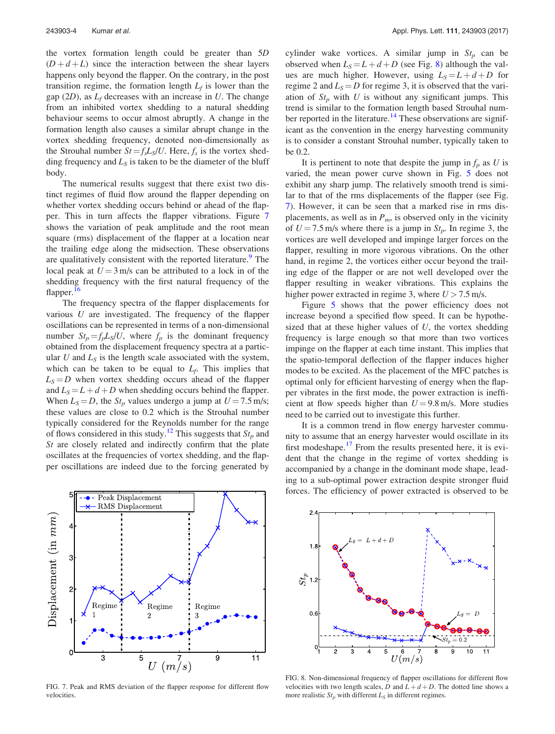the vortex formation length could be greater than 5$D$ ($D+d+L$) since the interaction between the shear layers happens only beyond the flapper. On the contrary, in the post transition regime, the formation length $L_f$ is lower than the gap (2$D$), as $L_f$ decreases with an increase in $U$. The change from an inhibited vortex shedding to a natural shedding behaviour seems to occur almost abruptly. A change in the formation length also causes a similar abrupt change in the vortex shedding frequency, denoted non-dimensionally as the Strouhal number $St = f_s L_S/U$. Here, $f_s$ is the vortex shedding frequency and $L_S$ is taken to be the diameter of the bluff body.

The numerical results suggest that there exist two distinct regimes of fluid flow around the flapper depending on whether vortex shedding occurs behind or ahead of the flapper. This in turn affects the flapper vibrations. Figure 7 shows the variation of peak amplitude and the root mean square (rms) displacement of the flapper at a location near the trailing edge along the midsection. These observations are qualitatively consistent with the reported literature.[9] The local peak at $U = 3$ m/s can be attributed to a lock in of the shedding frequency with the first natural frequency of the flapper.[16]

The frequency spectra of the flapper displacements for various $U$ are investigated. The frequency of the flapper oscillations can be represented in terms of a non-dimensional number $St_p = f_p L_S/U$, where $f_p$ is the dominant frequency obtained from the displacement frequency spectra at a particular $U$ and $L_S$ is the length scale associated with the system, which can be taken to be equal to $L_f$. This implies that $L_S = D$ when vortex shedding occurs ahead of the flapper and $L_S = L+d+D$ when shedding occurs behind the flapper. When $L_S = D$, the $St_p$ values undergo a jump at $U = 7.5$ m/s; these values are close to 0.2 which is the Strouhal number typically considered for the Reynolds number for the range of flows considered in this study.[12] This suggests that $St_p$ and $St$ are closely related and indirectly confirm that the plate oscillates at the frequencies of vortex shedding, and the flapper oscillations are indeed due to the forcing generated by cylinder wake vortices. A similar jump in $St_p$ can be observed when $L_S = L+d+D$ (see Fig. 8) although the values are much higher. However, using $L_S = L+d+D$ for regime 2 and $L_S = D$ for regime 3, it is observed that the variation of $St_p$ with $U$ is without any significant jumps. This trend is similar to the formation length based Strouhal number reported in the literature.[14] These observations are significant as the convention in the energy harvesting community is to consider a constant Strouhal number, typically taken to be 0.2.

It is pertinent to note that despite the jump in $f_p$ as $U$ is varied, the mean power curve shown in Fig. 5 does not exhibit any sharp jump. The relatively smooth trend is similar to that of the rms displacements of the flapper (see Fig. 7). However, it can be seen that a marked rise in rms displacements, as well as in $P_m$, is observed only in the vicinity of $U = 7.5$ m/s where there is a jump in $St_p$. In regime 3, the vortices are well developed and impinge larger forces on the flapper, resulting in more vigorous vibrations. On the other hand, in regime 2, the vortices either occur beyond the trailing edge of the flapper or are not well developed over the flapper resulting in weaker vibrations. This explains the higher power extracted in regime 3, where $U > 7.5$ m/s.

Figure 5 shows that the power efficiency does not increase beyond a specified flow speed. It can be hypothesized that at these higher values of $U$, the vortex shedding frequency is large enough so that more than two vortices impinge on the flapper at each time instant. This implies that the spatio-temporal deflection of the flapper induces higher modes to be excited. As the placement of the MFC patches is optimal only for efficient harvesting of energy when the flapper vibrates in the first mode, the power extraction is inefficient at flow speeds higher than $U = 9.8$ m/s. More studies need to be carried out to investigate this further.

It is a common trend in flow energy harvester community to assume that an energy harvester would oscillate in its first modeshape.[17] From the results presented here, it is evident that the change in the regime of vortex shedding is accompanied by a change in the dominant mode shape, leading to a sub-optimal power extraction despite stronger fluid forces. The efficiency of power extracted is observed to be

Peak Displacement
RMS Displacement
Displacement (in $mm$)
Regime 1
Regime 2
Regime 3
$U$ $(m/s)$

FIG. 7. Peak and RMS deviation of the flapper response for different flow velocities.

$St_p$
$L_S = L + d + D$
$L_S = D$
$St_p = 0.2$
$U(m/s)$

FIG. 8. Non-dimensional frequency of flapper oscillations for different flow velocities with two length scales, $D$ and $L+d+D$. The dotted line shows a more realistic $St_p$ with different $L_S$ in different regimes.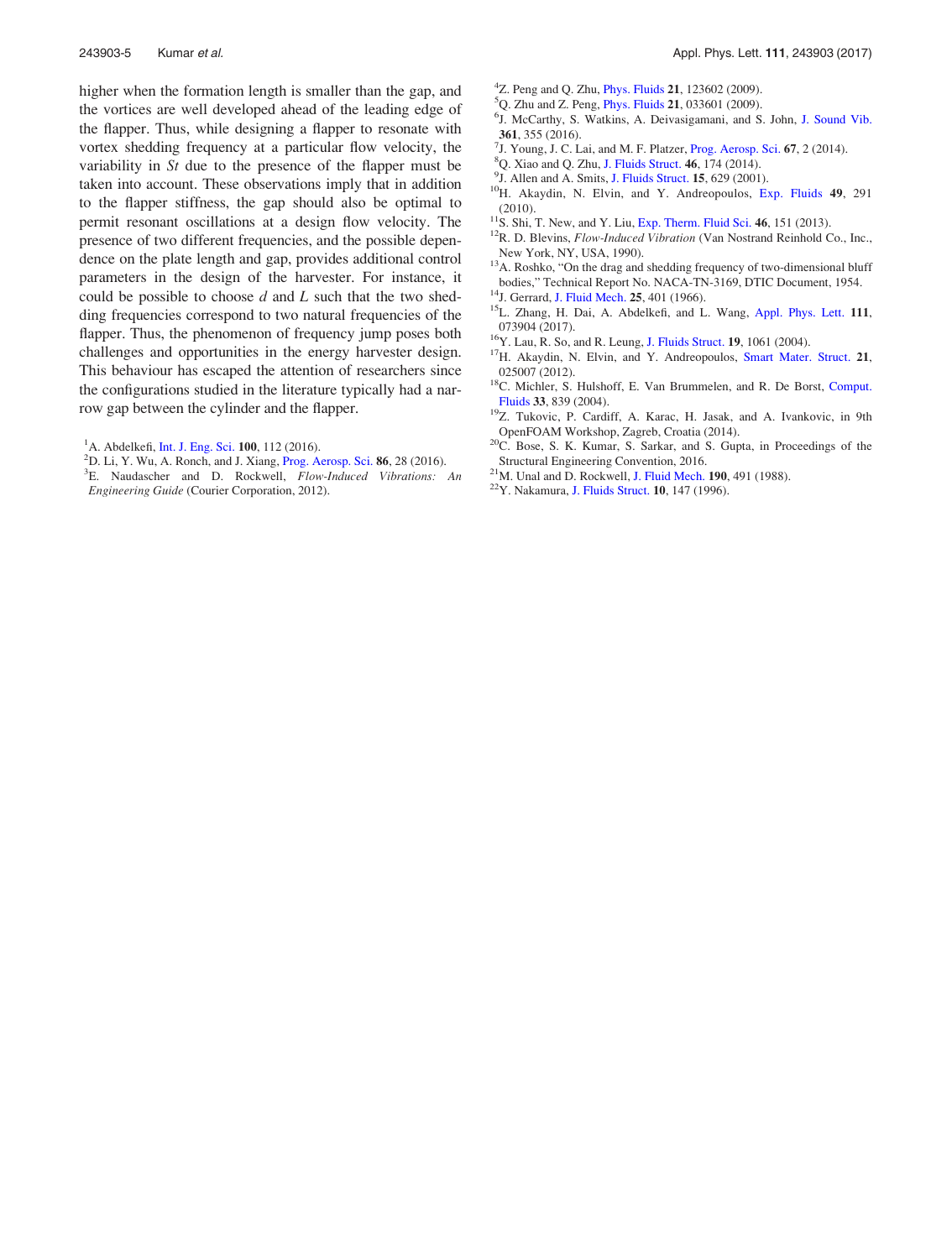higher when the formation length is smaller than the gap, and the vortices are well developed ahead of the leading edge of the flapper. Thus, while designing a flapper to resonate with vortex shedding frequency at a particular flow velocity, the variability in *St* due to the presence of the flapper must be taken into account. These observations imply that in addition to the flapper stiffness, the gap should also be optimal to permit resonant oscillations at a design flow velocity. The presence of two different frequencies, and the possible dependence on the plate length and gap, provides additional control parameters in the design of the harvester. For instance, it could be possible to choose $d$ and $L$ such that the two shedding frequencies correspond to two natural frequencies of the flapper. Thus, the phenomenon of frequency jump poses both challenges and opportunities in the energy harvester design. This behaviour has escaped the attention of researchers since the configurations studied in the literature typically had a narrow gap between the cylinder and the flapper.

[1] A. Abdelkefi, Int. J. Eng. Sci. **100**, 112 (2016).
[2] D. Li, Y. Wu, A. Ronch, and J. Xiang, Prog. Aerosp. Sci. **86**, 28 (2016).
[3] E. Naudascher and D. Rockwell, *Flow-Induced Vibrations: An Engineering Guide* (Courier Corporation, 2012).
[4] Z. Peng and Q. Zhu, Phys. Fluids **21**, 123602 (2009).
[5] Q. Zhu and Z. Peng, Phys. Fluids **21**, 033601 (2009).
[6] J. McCarthy, S. Watkins, A. Deivasigamani, and S. John, J. Sound Vib. **361**, 355 (2016).
[7] J. Young, J. C. Lai, and M. F. Platzer, Prog. Aerosp. Sci. **67**, 2 (2014).
[8] Q. Xiao and Q. Zhu, J. Fluids Struct. **46**, 174 (2014).
[9] J. Allen and A. Smits, J. Fluids Struct. **15**, 629 (2001).
[10] H. Akaydin, N. Elvin, and Y. Andreopoulos, Exp. Fluids **49**, 291 (2010).
[11] S. Shi, T. New, and Y. Liu, Exp. Therm. Fluid Sci. **46**, 151 (2013).
[12] R. D. Blevins, *Flow-Induced Vibration* (Van Nostrand Reinhold Co., Inc., New York, NY, USA, 1990).
[13] A. Roshko, "On the drag and shedding frequency of two-dimensional bluff bodies," Technical Report No. NACA-TN-3169, DTIC Document, 1954.
[14] J. Gerrard, J. Fluid Mech. **25**, 401 (1966).
[15] L. Zhang, H. Dai, A. Abdelkefi, and L. Wang, Appl. Phys. Lett. **111**, 073904 (2017).
[16] Y. Lau, R. So, and R. Leung, J. Fluids Struct. **19**, 1061 (2004).
[17] H. Akaydin, N. Elvin, and Y. Andreopoulos, Smart Mater. Struct. **21**, 025007 (2012).
[18] C. Michler, S. Hulshoff, E. Van Brummelen, and R. De Borst, Comput. Fluids **33**, 839 (2004).
[19] Z. Tukovic, P. Cardiff, A. Karac, H. Jasak, and A. Ivankovic, in 9th OpenFOAM Workshop, Zagreb, Croatia (2014).
[20] C. Bose, S. K. Kumar, S. Sarkar, and S. Gupta, in Proceedings of the Structural Engineering Convention, 2016.
[21] M. Unal and D. Rockwell, J. Fluid Mech. **190**, 491 (1988).
[22] Y. Nakamura, J. Fluids Struct. **10**, 147 (1996).